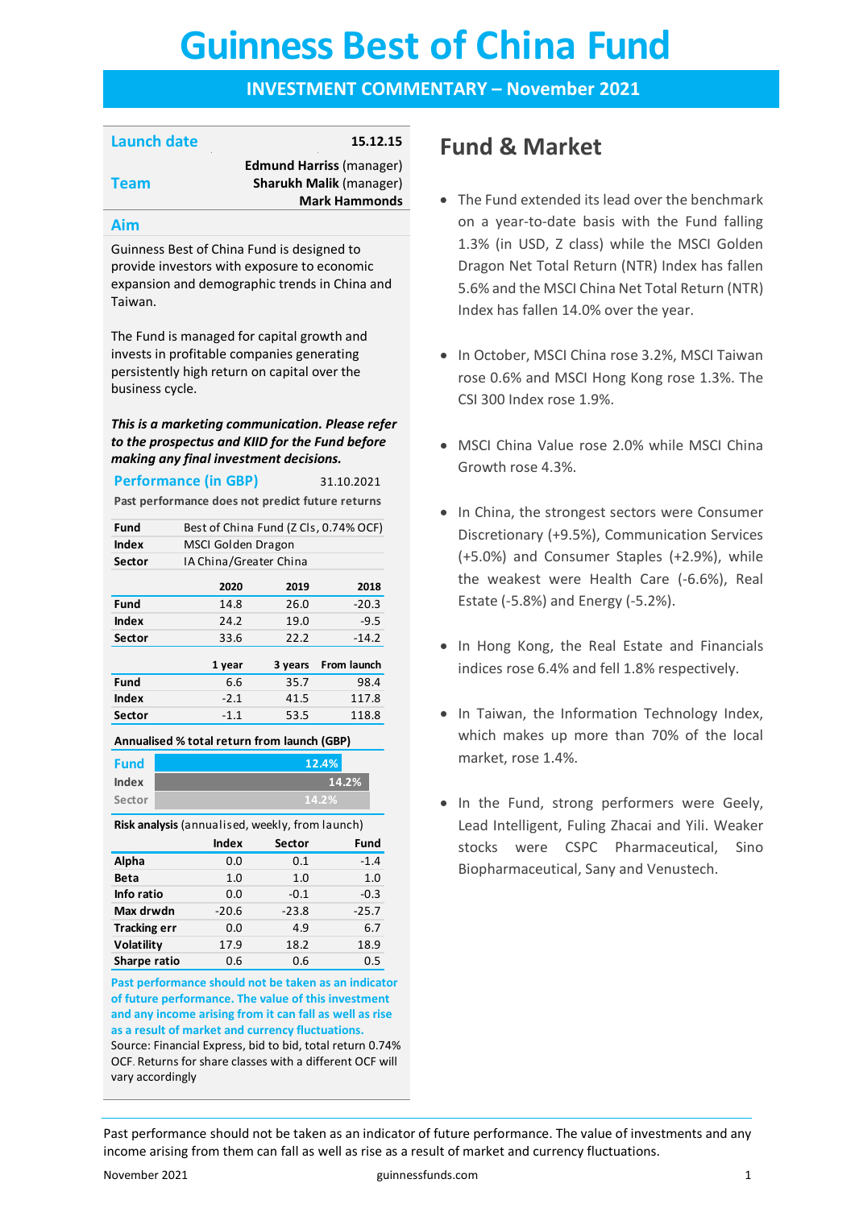# Guinness Best of China Fund

## INVESTMENT COMMENTARY – November 2021

| | |
|---|---|
| **Launch date** | **15.12.15** |
| **Team** | **Edmund Harriss** (manager)<br>**Sharukh Malik** (manager)<br>**Mark Hammonds** |

### Aim

Guinness Best of China Fund is designed to provide investors with exposure to economic expansion and demographic trends in China and Taiwan.

The Fund is managed for capital growth and invests in profitable companies generating persistently high return on capital over the business cycle.

***This is a marketing communication. Please refer to the prospectus and KIID for the Fund before making any final investment decisions.***

### Performance (in GBP) 31.10.2021

**Past performance does not predict future returns**

| | |
|---|---|
| **Fund** | Best of China Fund (Z Cls, 0.74% OCF) |
| **Index** | MSCI Golden Dragon |
| **Sector** | IA China/Greater China |

| | 2020 | 2019 | 2018 |
|---|---|---|---|
| **Fund** | 14.8 | 26.0 | -20.3 |
| **Index** | 24.2 | 19.0 | -9.5 |
| **Sector** | 33.6 | 22.2 | -14.2 |

| | 1 year | 3 years | From launch |
|---|---|---|---|
| **Fund** | 6.6 | 35.7 | 98.4 |
| **Index** | -2.1 | 41.5 | 117.8 |
| **Sector** | -1.1 | 53.5 | 118.8 |

**Annualised % total return from launch (GBP)**

| | |
|---|---|
| Fund | 12.4% |
| Index | 14.2% |
| Sector | 14.2% |

**Risk analysis** (annualised, weekly, from launch)

| | Index | Sector | Fund |
|---|---|---|---|
| **Alpha** | 0.0 | 0.1 | -1.4 |
| **Beta** | 1.0 | 1.0 | 1.0 |
| **Info ratio** | 0.0 | -0.1 | -0.3 |
| **Max drwdn** | -20.6 | -23.8 | -25.7 |
| **Tracking err** | 0.0 | 4.9 | 6.7 |
| **Volatility** | 17.9 | 18.2 | 18.9 |
| **Sharpe ratio** | 0.6 | 0.6 | 0.5 |

**Past performance should not be taken as an indicator of future performance. The value of this investment and any income arising from it can fall as well as rise as a result of market and currency fluctuations.**

Source: Financial Express, bid to bid, total return 0.74% OCF. Returns for share classes with a different OCF will vary accordingly

## Fund & Market

- The Fund extended its lead over the benchmark on a year-to-date basis with the Fund falling 1.3% (in USD, Z class) while the MSCI Golden Dragon Net Total Return (NTR) Index has fallen 5.6% and the MSCI China Net Total Return (NTR) Index has fallen 14.0% over the year.
- In October, MSCI China rose 3.2%, MSCI Taiwan rose 0.6% and MSCI Hong Kong rose 1.3%. The CSI 300 Index rose 1.9%.
- MSCI China Value rose 2.0% while MSCI China Growth rose 4.3%.
- In China, the strongest sectors were Consumer Discretionary (+9.5%), Communication Services (+5.0%) and Consumer Staples (+2.9%), while the weakest were Health Care (-6.6%), Real Estate (-5.8%) and Energy (-5.2%).
- In Hong Kong, the Real Estate and Financials indices rose 6.4% and fell 1.8% respectively.
- In Taiwan, the Information Technology Index, which makes up more than 70% of the local market, rose 1.4%.
- In the Fund, strong performers were Geely, Lead Intelligent, Fuling Zhacai and Yili. Weaker stocks were CSPC Pharmaceutical, Sino Biopharmaceutical, Sany and Venustech.

Past performance should not be taken as an indicator of future performance. The value of investments and any income arising from them can fall as well as rise as a result of market and currency fluctuations.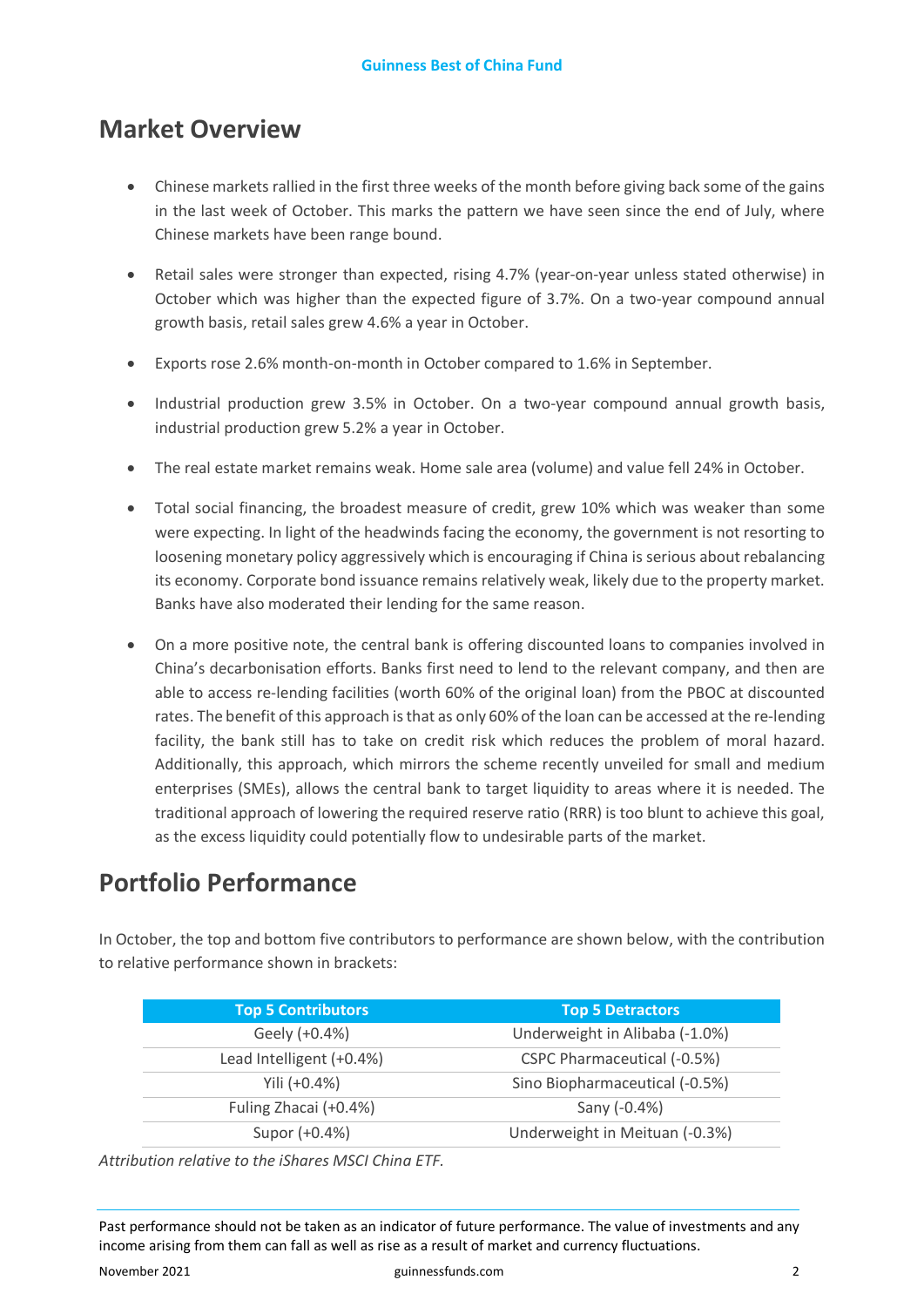## Market Overview

- Chinese markets rallied in the first three weeks of the month before giving back some of the gains in the last week of October. This marks the pattern we have seen since the end of July, where Chinese markets have been range bound.
- Retail sales were stronger than expected, rising 4.7% (year-on-year unless stated otherwise) in October which was higher than the expected figure of 3.7%. On a two-year compound annual growth basis, retail sales grew 4.6% a year in October.
- Exports rose 2.6% month-on-month in October compared to 1.6% in September.
- Industrial production grew 3.5% in October. On a two-year compound annual growth basis, industrial production grew 5.2% a year in October.
- The real estate market remains weak. Home sale area (volume) and value fell 24% in October.
- Total social financing, the broadest measure of credit, grew 10% which was weaker than some were expecting. In light of the headwinds facing the economy, the government is not resorting to loosening monetary policy aggressively which is encouraging if China is serious about rebalancing its economy. Corporate bond issuance remains relatively weak, likely due to the property market. Banks have also moderated their lending for the same reason.
- On a more positive note, the central bank is offering discounted loans to companies involved in China's decarbonisation efforts. Banks first need to lend to the relevant company, and then are able to access re-lending facilities (worth 60% of the original loan) from the PBOC at discounted rates. The benefit of this approach is that as only 60% of the loan can be accessed at the re-lending facility, the bank still has to take on credit risk which reduces the problem of moral hazard. Additionally, this approach, which mirrors the scheme recently unveiled for small and medium enterprises (SMEs), allows the central bank to target liquidity to areas where it is needed. The traditional approach of lowering the required reserve ratio (RRR) is too blunt to achieve this goal, as the excess liquidity could potentially flow to undesirable parts of the market.

## Portfolio Performance

In October, the top and bottom five contributors to performance are shown below, with the contribution to relative performance shown in brackets:

| Top 5 Contributors | Top 5 Detractors |
|---|---|
| Geely (+0.4%) | Underweight in Alibaba (-1.0%) |
| Lead Intelligent (+0.4%) | CSPC Pharmaceutical (-0.5%) |
| Yili (+0.4%) | Sino Biopharmaceutical (-0.5%) |
| Fuling Zhacai (+0.4%) | Sany (-0.4%) |
| Supor (+0.4%) | Underweight in Meituan (-0.3%) |

*Attribution relative to the iShares MSCI China ETF.*

Past performance should not be taken as an indicator of future performance. The value of investments and any income arising from them can fall as well as rise as a result of market and currency fluctuations.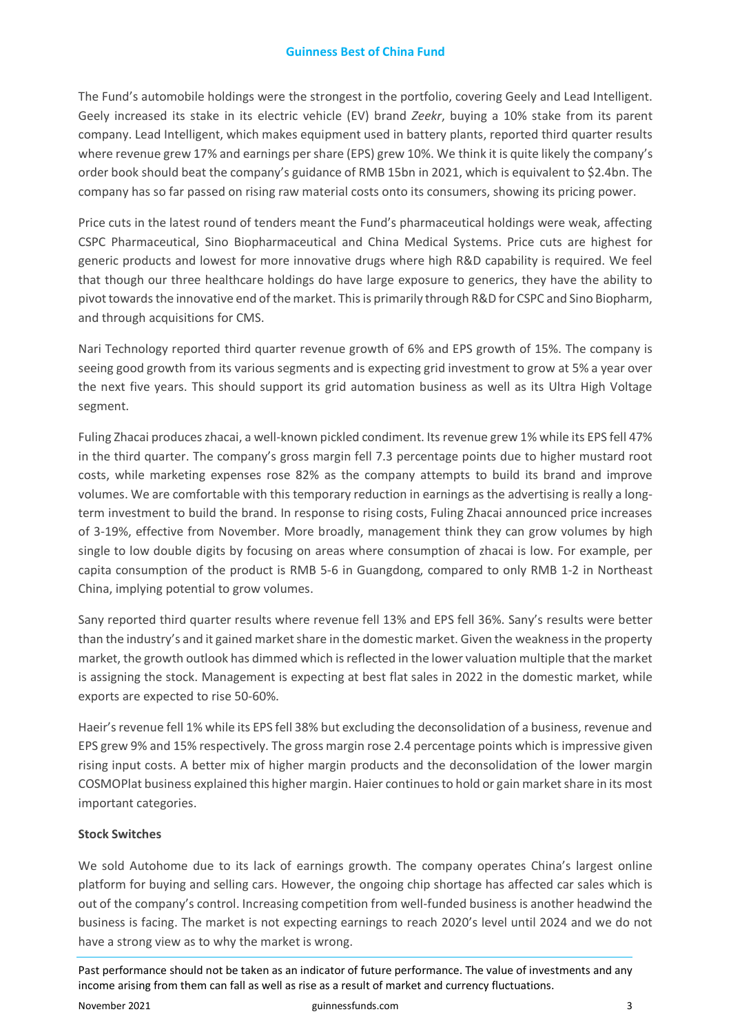The Fund's automobile holdings were the strongest in the portfolio, covering Geely and Lead Intelligent. Geely increased its stake in its electric vehicle (EV) brand *Zeekr*, buying a 10% stake from its parent company. Lead Intelligent, which makes equipment used in battery plants, reported third quarter results where revenue grew 17% and earnings per share (EPS) grew 10%. We think it is quite likely the company's order book should beat the company's guidance of RMB 15bn in 2021, which is equivalent to $2.4bn. The company has so far passed on rising raw material costs onto its consumers, showing its pricing power.

Price cuts in the latest round of tenders meant the Fund's pharmaceutical holdings were weak, affecting CSPC Pharmaceutical, Sino Biopharmaceutical and China Medical Systems. Price cuts are highest for generic products and lowest for more innovative drugs where high R&D capability is required. We feel that though our three healthcare holdings do have large exposure to generics, they have the ability to pivot towards the innovative end of the market. This is primarily through R&D for CSPC and Sino Biopharm, and through acquisitions for CMS.

Nari Technology reported third quarter revenue growth of 6% and EPS growth of 15%. The company is seeing good growth from its various segments and is expecting grid investment to grow at 5% a year over the next five years. This should support its grid automation business as well as its Ultra High Voltage segment.

Fuling Zhacai produces zhacai, a well-known pickled condiment. Its revenue grew 1% while its EPS fell 47% in the third quarter. The company's gross margin fell 7.3 percentage points due to higher mustard root costs, while marketing expenses rose 82% as the company attempts to build its brand and improve volumes. We are comfortable with this temporary reduction in earnings as the advertising is really a long-term investment to build the brand. In response to rising costs, Fuling Zhacai announced price increases of 3-19%, effective from November. More broadly, management think they can grow volumes by high single to low double digits by focusing on areas where consumption of zhacai is low. For example, per capita consumption of the product is RMB 5-6 in Guangdong, compared to only RMB 1-2 in Northeast China, implying potential to grow volumes.

Sany reported third quarter results where revenue fell 13% and EPS fell 36%. Sany's results were better than the industry's and it gained market share in the domestic market. Given the weakness in the property market, the growth outlook has dimmed which is reflected in the lower valuation multiple that the market is assigning the stock. Management is expecting at best flat sales in 2022 in the domestic market, while exports are expected to rise 50-60%.

Haeir's revenue fell 1% while its EPS fell 38% but excluding the deconsolidation of a business, revenue and EPS grew 9% and 15% respectively. The gross margin rose 2.4 percentage points which is impressive given rising input costs. A better mix of higher margin products and the deconsolidation of the lower margin COSMOPlat business explained this higher margin. Haier continues to hold or gain market share in its most important categories.

**Stock Switches**

We sold Autohome due to its lack of earnings growth. The company operates China's largest online platform for buying and selling cars. However, the ongoing chip shortage has affected car sales which is out of the company's control. Increasing competition from well-funded business is another headwind the business is facing. The market is not expecting earnings to reach 2020's level until 2024 and we do not have a strong view as to why the market is wrong.

Past performance should not be taken as an indicator of future performance. The value of investments and any income arising from them can fall as well as rise as a result of market and currency fluctuations.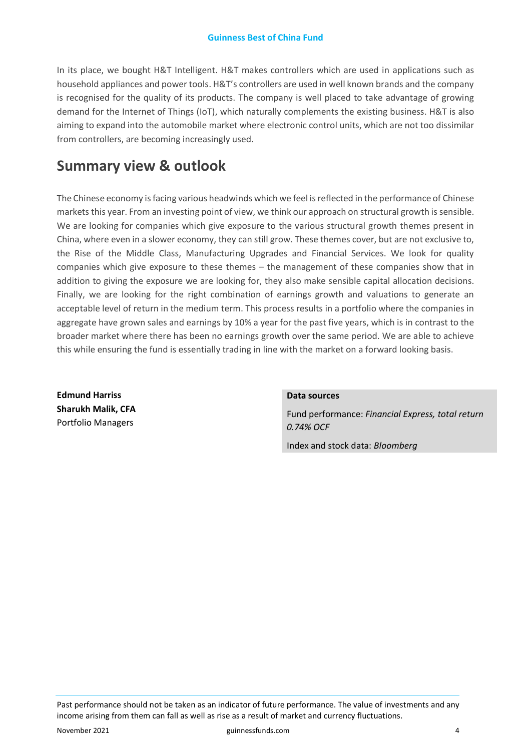In its place, we bought H&T Intelligent. H&T makes controllers which are used in applications such as household appliances and power tools. H&T's controllers are used in well known brands and the company is recognised for the quality of its products. The company is well placed to take advantage of growing demand for the Internet of Things (IoT), which naturally complements the existing business. H&T is also aiming to expand into the automobile market where electronic control units, which are not too dissimilar from controllers, are becoming increasingly used.

## Summary view & outlook

The Chinese economy is facing various headwinds which we feel is reflected in the performance of Chinese markets this year. From an investing point of view, we think our approach on structural growth is sensible. We are looking for companies which give exposure to the various structural growth themes present in China, where even in a slower economy, they can still grow. These themes cover, but are not exclusive to, the Rise of the Middle Class, Manufacturing Upgrades and Financial Services. We look for quality companies which give exposure to these themes – the management of these companies show that in addition to giving the exposure we are looking for, they also make sensible capital allocation decisions. Finally, we are looking for the right combination of earnings growth and valuations to generate an acceptable level of return in the medium term. This process results in a portfolio where the companies in aggregate have grown sales and earnings by 10% a year for the past five years, which is in contrast to the broader market where there has been no earnings growth over the same period. We are able to achieve this while ensuring the fund is essentially trading in line with the market on a forward looking basis.

**Edmund Harriss**
**Sharukh Malik, CFA**
Portfolio Managers

**Data sources**

Fund performance: *Financial Express, total return 0.74% OCF*

Index and stock data: *Bloomberg*

Past performance should not be taken as an indicator of future performance. The value of investments and any income arising from them can fall as well as rise as a result of market and currency fluctuations.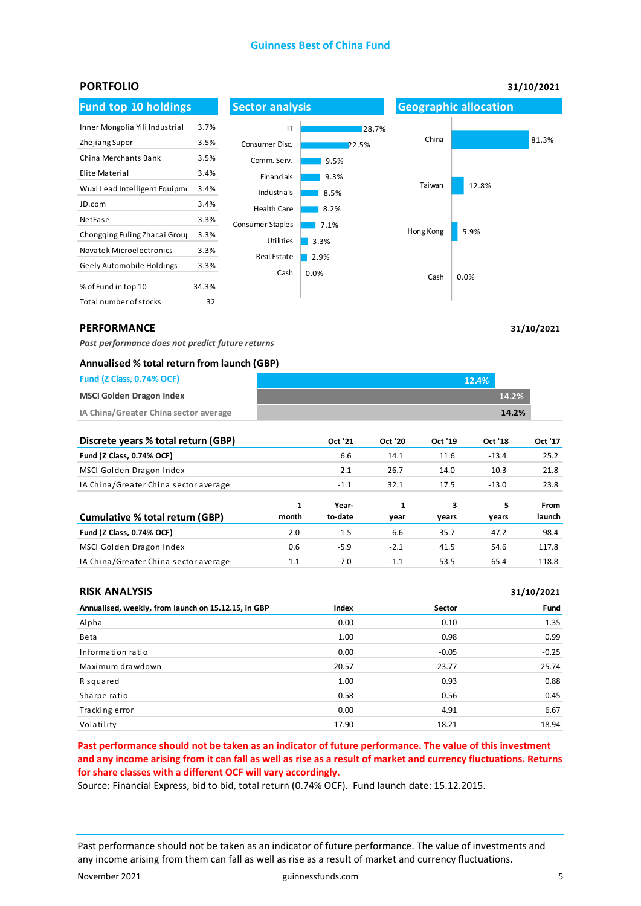# Guinness Best of China Fund

## PORTFOLIO

31/10/2021

### Fund top 10 holdings

| Holding | % |
|---|---|
| Inner Mongolia Yili Industrial | 3.7% |
| Zhejiang Supor | 3.5% |
| China Merchants Bank | 3.5% |
| Elite Material | 3.4% |
| Wuxi Lead Intelligent Equipme | 3.4% |
| JD.com | 3.4% |
| NetEase | 3.3% |
| Chongqing Fuling Zhacai Grou | 3.3% |
| Novatek Microelectronics | 3.3% |
| Geely Automobile Holdings | 3.3% |
| % of Fund in top 10 | 34.3% |
| Total number of stocks | 32 |

### Sector analysis

| Sector | % |
|---|---|
| IT | 28.7% |
| Consumer Disc. | 22.5% |
| Comm. Serv. | 9.5% |
| Financials | 9.3% |
| Industrials | 8.5% |
| Health Care | 8.2% |
| Consumer Staples | 7.1% |
| Utilities | 3.3% |
| Real Estate | 2.9% |
| Cash | 0.0% |

### Geographic allocation

| Region | % |
|---|---|
| China | 81.3% |
| Taiwan | 12.8% |
| Hong Kong | 5.9% |
| Cash | 0.0% |

## PERFORMANCE

31/10/2021

*Past performance does not predict future returns*

### Annualised % total return from launch (GBP)

| | |
|---|---|
| Fund (Z Class, 0.74% OCF) | 12.4% |
| MSCI Golden Dragon Index | 14.2% |
| IA China/Greater China sector average | 14.2% |

| Discrete years % total return (GBP) | Oct '21 | Oct '20 | Oct '19 | Oct '18 | Oct '17 |
|---|---|---|---|---|---|
| **Fund (Z Class, 0.74% OCF)** | 6.6 | 14.1 | 11.6 | -13.4 | 25.2 |
| MSCI Golden Dragon Index | -2.1 | 26.7 | 14.0 | -10.3 | 21.8 |
| IA China/Greater China sector average | -1.1 | 32.1 | 17.5 | -13.0 | 23.8 |

| Cumulative % total return (GBP) | 1 month | Year-to-date | 1 year | 3 years | 5 years | From launch |
|---|---|---|---|---|---|---|
| **Fund (Z Class, 0.74% OCF)** | 2.0 | -1.5 | 6.6 | 35.7 | 47.2 | 98.4 |
| MSCI Golden Dragon Index | 0.6 | -5.9 | -2.1 | 41.5 | 54.6 | 117.8 |
| IA China/Greater China sector average | 1.1 | -7.0 | -1.1 | 53.5 | 65.4 | 118.8 |

## RISK ANALYSIS

31/10/2021

| Annualised, weekly, from launch on 15.12.15, in GBP | Index | Sector | Fund |
|---|---|---|---|
| Alpha | 0.00 | 0.10 | -1.35 |
| Beta | 1.00 | 0.98 | 0.99 |
| Information ratio | 0.00 | -0.05 | -0.25 |
| Maximum drawdown | -20.57 | -23.77 | -25.74 |
| R squared | 1.00 | 0.93 | 0.88 |
| Sharpe ratio | 0.58 | 0.56 | 0.45 |
| Tracking error | 0.00 | 4.91 | 6.67 |
| Volatility | 17.90 | 18.21 | 18.94 |

**Past performance should not be taken as an indicator of future performance. The value of this investment and any income arising from it can fall as well as rise as a result of market and currency fluctuations. Returns for share classes with a different OCF will vary accordingly.**

Source: Financial Express, bid to bid, total return (0.74% OCF). Fund launch date: 15.12.2015.

Past performance should not be taken as an indicator of future performance. The value of investments and any income arising from them can fall as well as rise as a result of market and currency fluctuations.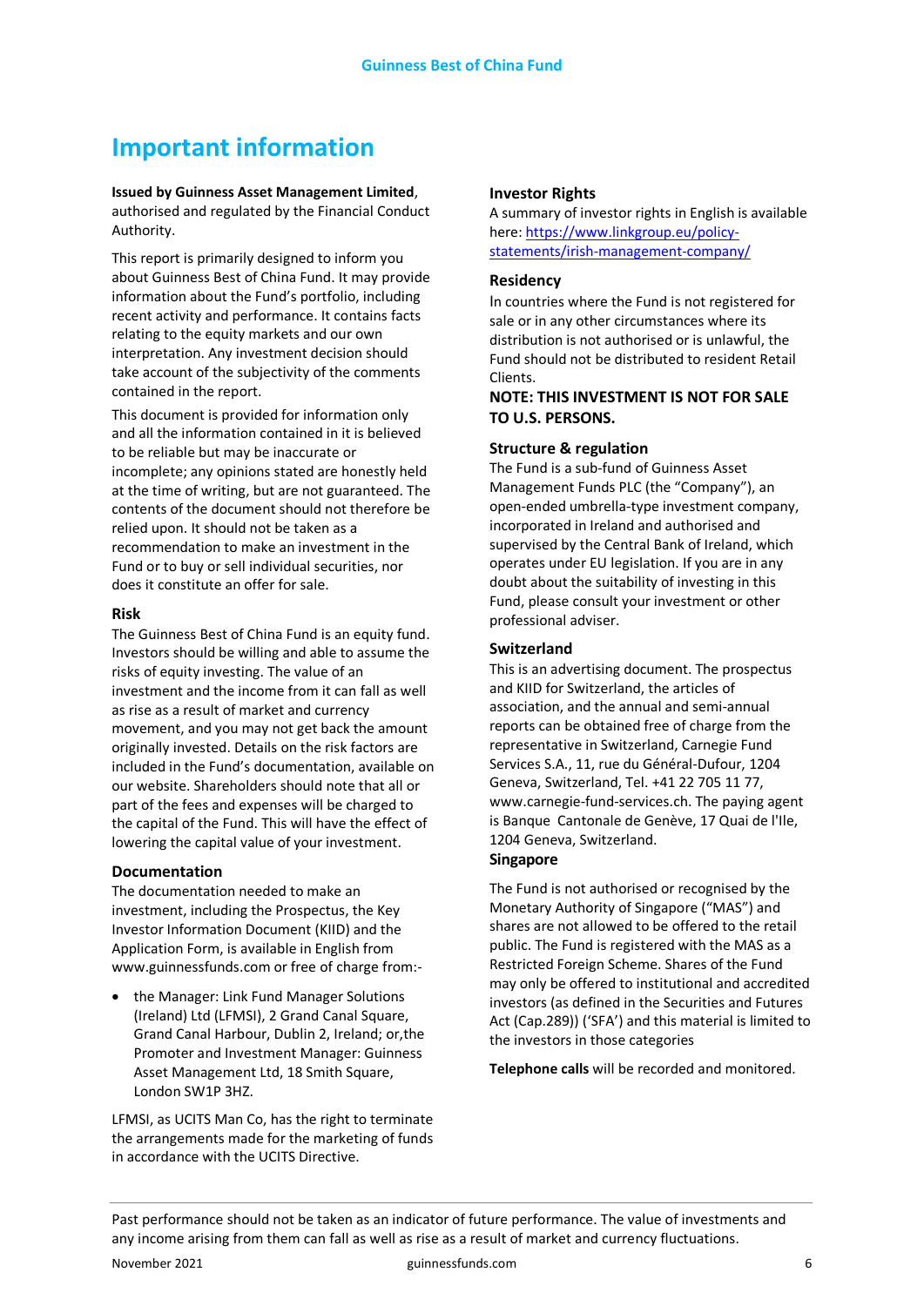# Important information

**Issued by Guinness Asset Management Limited**, authorised and regulated by the Financial Conduct Authority.

This report is primarily designed to inform you about Guinness Best of China Fund. It may provide information about the Fund's portfolio, including recent activity and performance. It contains facts relating to the equity markets and our own interpretation. Any investment decision should take account of the subjectivity of the comments contained in the report.

This document is provided for information only and all the information contained in it is believed to be reliable but may be inaccurate or incomplete; any opinions stated are honestly held at the time of writing, but are not guaranteed. The contents of the document should not therefore be relied upon. It should not be taken as a recommendation to make an investment in the Fund or to buy or sell individual securities, nor does it constitute an offer for sale.

### Risk

The Guinness Best of China Fund is an equity fund. Investors should be willing and able to assume the risks of equity investing. The value of an investment and the income from it can fall as well as rise as a result of market and currency movement, and you may not get back the amount originally invested. Details on the risk factors are included in the Fund's documentation, available on our website. Shareholders should note that all or part of the fees and expenses will be charged to the capital of the Fund. This will have the effect of lowering the capital value of your investment.

### Documentation

The documentation needed to make an investment, including the Prospectus, the Key Investor Information Document (KIID) and the Application Form, is available in English from www.guinnessfunds.com or free of charge from:-

- the Manager: Link Fund Manager Solutions (Ireland) Ltd (LFMSI), 2 Grand Canal Square, Grand Canal Harbour, Dublin 2, Ireland; or,the Promoter and Investment Manager: Guinness Asset Management Ltd, 18 Smith Square, London SW1P 3HZ.

LFMSI, as UCITS Man Co, has the right to terminate the arrangements made for the marketing of funds in accordance with the UCITS Directive.

### Investor Rights

A summary of investor rights in English is available here: [https://www.linkgroup.eu/policy-statements/irish-management-company/](https://www.linkgroup.eu/policy-statements/irish-management-company/)

### Residency

In countries where the Fund is not registered for sale or in any other circumstances where its distribution is not authorised or is unlawful, the Fund should not be distributed to resident Retail Clients.

**NOTE: THIS INVESTMENT IS NOT FOR SALE TO U.S. PERSONS.**

### Structure & regulation

The Fund is a sub-fund of Guinness Asset Management Funds PLC (the "Company"), an open-ended umbrella-type investment company, incorporated in Ireland and authorised and supervised by the Central Bank of Ireland, which operates under EU legislation. If you are in any doubt about the suitability of investing in this Fund, please consult your investment or other professional adviser.

### Switzerland

This is an advertising document. The prospectus and KIID for Switzerland, the articles of association, and the annual and semi-annual reports can be obtained free of charge from the representative in Switzerland, Carnegie Fund Services S.A., 11, rue du Général-Dufour, 1204 Geneva, Switzerland, Tel. +41 22 705 11 77, www.carnegie-fund-services.ch. The paying agent is Banque Cantonale de Genève, 17 Quai de l'Ile, 1204 Geneva, Switzerland.

### Singapore

The Fund is not authorised or recognised by the Monetary Authority of Singapore ("MAS") and shares are not allowed to be offered to the retail public. The Fund is registered with the MAS as a Restricted Foreign Scheme. Shares of the Fund may only be offered to institutional and accredited investors (as defined in the Securities and Futures Act (Cap.289)) ('SFA') and this material is limited to the investors in those categories

**Telephone calls** will be recorded and monitored.

Past performance should not be taken as an indicator of future performance. The value of investments and any income arising from them can fall as well as rise as a result of market and currency fluctuations.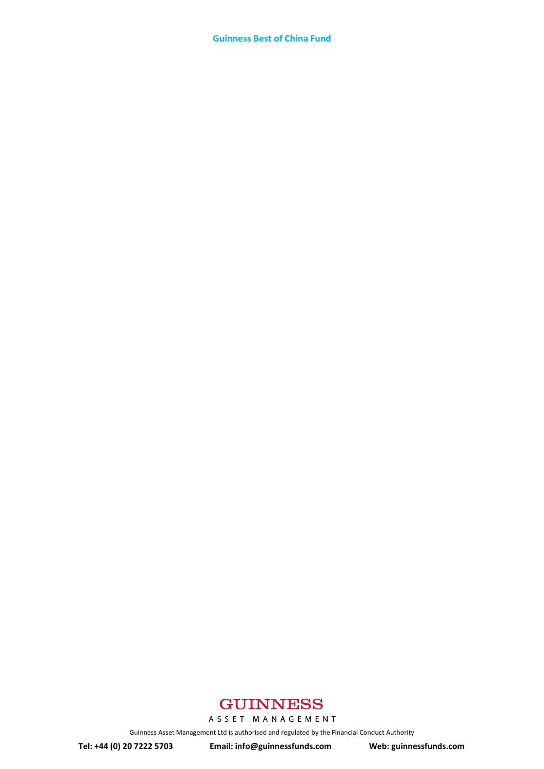GUINNESS

ASSET MANAGEMENT

Guinness Asset Management Ltd is authorised and regulated by the Financial Conduct Authority

**Tel: +44 (0) 20 7222 5703** **Email: info@guinnessfunds.com** **Web: guinnessfunds.com**